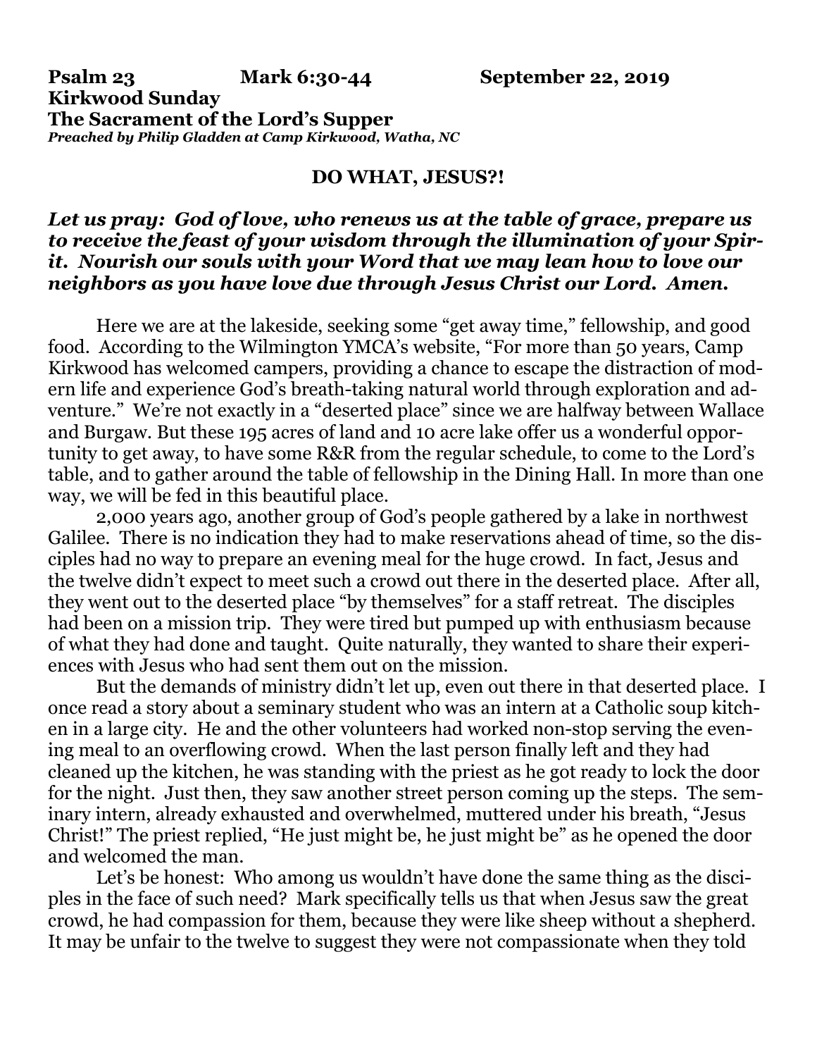**Psalm 23 Mark 6:30-44 September 22, 2019**
**Kirkwood Sunday**
**The Sacrament of the Lord's Supper**
***Preached by Philip Gladden at Camp Kirkwood, Watha, NC***

## DO WHAT, JESUS?!

***Let us pray: God of love, who renews us at the table of grace, prepare us to receive the feast of your wisdom through the illumination of your Spirit. Nourish our souls with your Word that we may lean how to love our neighbors as you have love due through Jesus Christ our Lord. Amen.***

Here we are at the lakeside, seeking some "get away time," fellowship, and good food. According to the Wilmington YMCA's website, "For more than 50 years, Camp Kirkwood has welcomed campers, providing a chance to escape the distraction of modern life and experience God's breath-taking natural world through exploration and adventure." We're not exactly in a "deserted place" since we are halfway between Wallace and Burgaw. But these 195 acres of land and 10 acre lake offer us a wonderful opportunity to get away, to have some R&R from the regular schedule, to come to the Lord's table, and to gather around the table of fellowship in the Dining Hall. In more than one way, we will be fed in this beautiful place.

2,000 years ago, another group of God's people gathered by a lake in northwest Galilee. There is no indication they had to make reservations ahead of time, so the disciples had no way to prepare an evening meal for the huge crowd. In fact, Jesus and the twelve didn't expect to meet such a crowd out there in the deserted place. After all, they went out to the deserted place "by themselves" for a staff retreat. The disciples had been on a mission trip. They were tired but pumped up with enthusiasm because of what they had done and taught. Quite naturally, they wanted to share their experiences with Jesus who had sent them out on the mission.

But the demands of ministry didn't let up, even out there in that deserted place. I once read a story about a seminary student who was an intern at a Catholic soup kitchen in a large city. He and the other volunteers had worked non-stop serving the evening meal to an overflowing crowd. When the last person finally left and they had cleaned up the kitchen, he was standing with the priest as he got ready to lock the door for the night. Just then, they saw another street person coming up the steps. The seminary intern, already exhausted and overwhelmed, muttered under his breath, "Jesus Christ!" The priest replied, "He just might be, he just might be" as he opened the door and welcomed the man.

Let's be honest: Who among us wouldn't have done the same thing as the disciples in the face of such need? Mark specifically tells us that when Jesus saw the great crowd, he had compassion for them, because they were like sheep without a shepherd. It may be unfair to the twelve to suggest they were not compassionate when they told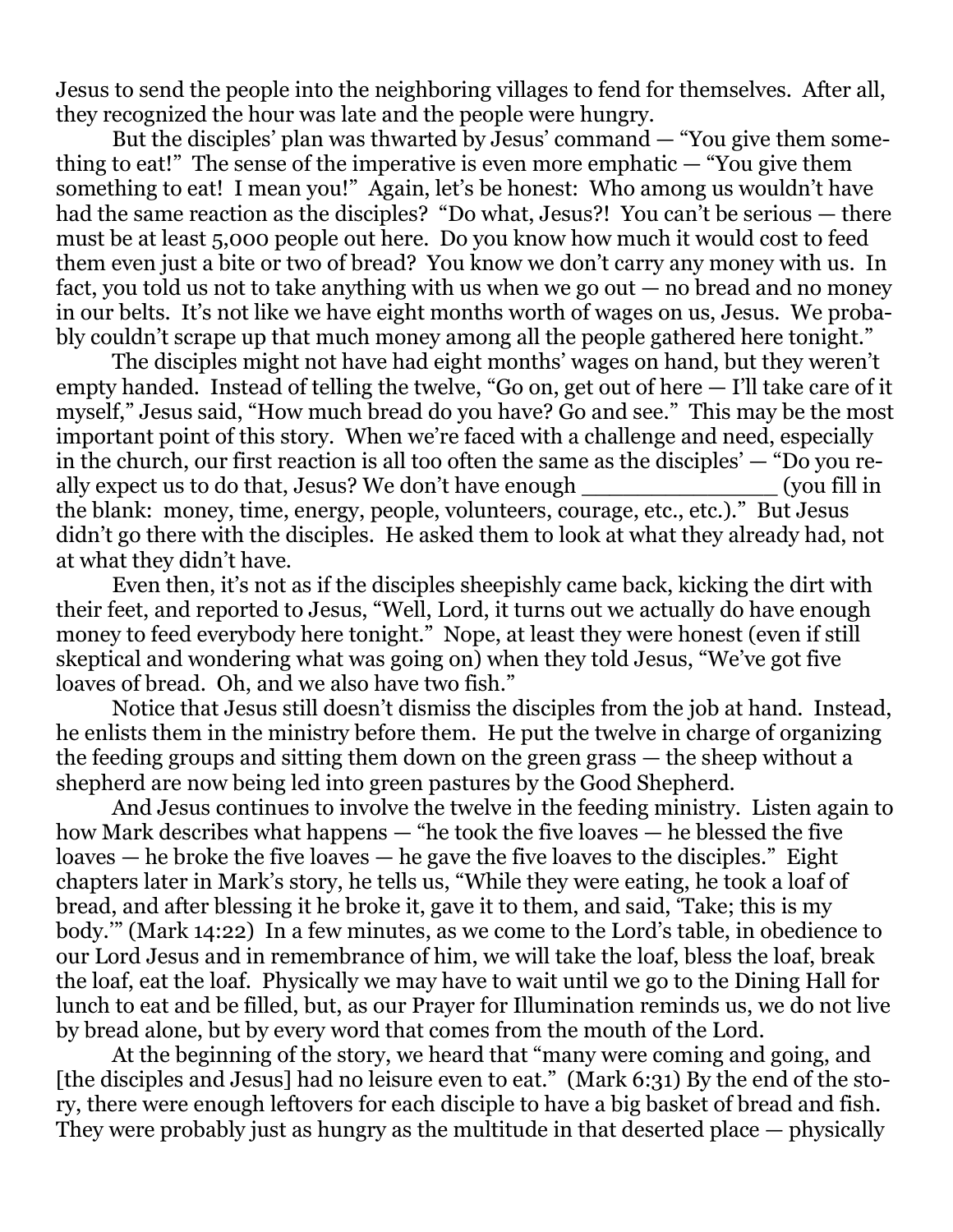Jesus to send the people into the neighboring villages to fend for themselves. After all, they recognized the hour was late and the people were hungry.

But the disciples' plan was thwarted by Jesus' command — "You give them something to eat!" The sense of the imperative is even more emphatic — "You give them something to eat! I mean you!" Again, let's be honest: Who among us wouldn't have had the same reaction as the disciples? "Do what, Jesus?! You can't be serious — there must be at least 5,000 people out here. Do you know how much it would cost to feed them even just a bite or two of bread? You know we don't carry any money with us. In fact, you told us not to take anything with us when we go out — no bread and no money in our belts. It's not like we have eight months worth of wages on us, Jesus. We probably couldn't scrape up that much money among all the people gathered here tonight."

The disciples might not have had eight months' wages on hand, but they weren't empty handed. Instead of telling the twelve, "Go on, get out of here — I'll take care of it myself," Jesus said, "How much bread do you have? Go and see." This may be the most important point of this story. When we're faced with a challenge and need, especially in the church, our first reaction is all too often the same as the disciples' — "Do you really expect us to do that, Jesus? We don't have enough ______________ (you fill in the blank: money, time, energy, people, volunteers, courage, etc., etc.)." But Jesus didn't go there with the disciples. He asked them to look at what they already had, not at what they didn't have.

Even then, it's not as if the disciples sheepishly came back, kicking the dirt with their feet, and reported to Jesus, "Well, Lord, it turns out we actually do have enough money to feed everybody here tonight." Nope, at least they were honest (even if still skeptical and wondering what was going on) when they told Jesus, "We've got five loaves of bread. Oh, and we also have two fish."

Notice that Jesus still doesn't dismiss the disciples from the job at hand. Instead, he enlists them in the ministry before them. He put the twelve in charge of organizing the feeding groups and sitting them down on the green grass — the sheep without a shepherd are now being led into green pastures by the Good Shepherd.

And Jesus continues to involve the twelve in the feeding ministry. Listen again to how Mark describes what happens — "he took the five loaves — he blessed the five loaves — he broke the five loaves — he gave the five loaves to the disciples." Eight chapters later in Mark's story, he tells us, "While they were eating, he took a loaf of bread, and after blessing it he broke it, gave it to them, and said, 'Take; this is my body.'" (Mark 14:22) In a few minutes, as we come to the Lord's table, in obedience to our Lord Jesus and in remembrance of him, we will take the loaf, bless the loaf, break the loaf, eat the loaf. Physically we may have to wait until we go to the Dining Hall for lunch to eat and be filled, but, as our Prayer for Illumination reminds us, we do not live by bread alone, but by every word that comes from the mouth of the Lord.

At the beginning of the story, we heard that "many were coming and going, and [the disciples and Jesus] had no leisure even to eat." (Mark 6:31) By the end of the story, there were enough leftovers for each disciple to have a big basket of bread and fish. They were probably just as hungry as the multitude in that deserted place — physically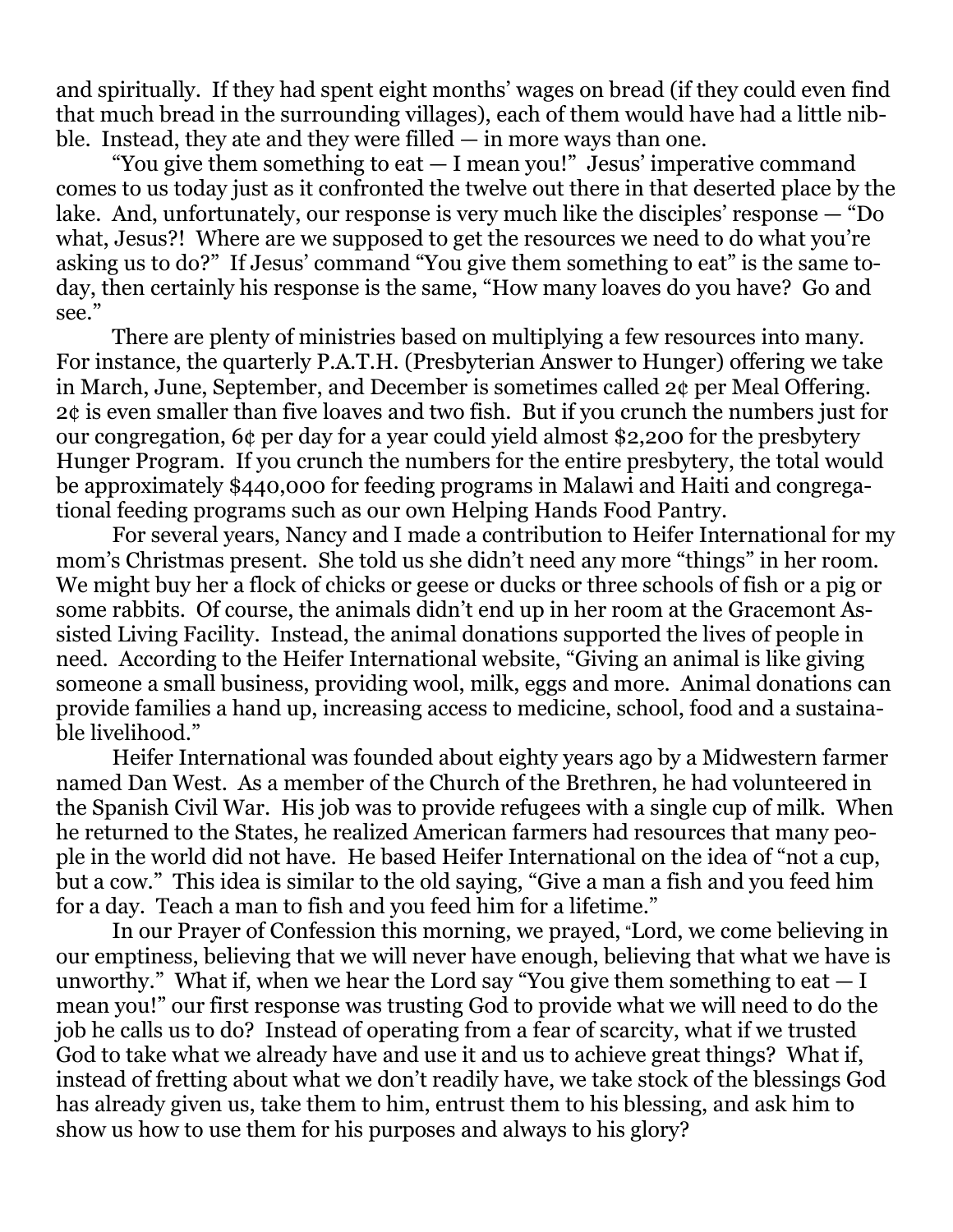and spiritually. If they had spent eight months' wages on bread (if they could even find that much bread in the surrounding villages), each of them would have had a little nibble. Instead, they ate and they were filled — in more ways than one.

"You give them something to eat — I mean you!" Jesus' imperative command comes to us today just as it confronted the twelve out there in that deserted place by the lake. And, unfortunately, our response is very much like the disciples' response — "Do what, Jesus?! Where are we supposed to get the resources we need to do what you're asking us to do?" If Jesus' command "You give them something to eat" is the same today, then certainly his response is the same, "How many loaves do you have? Go and see."

There are plenty of ministries based on multiplying a few resources into many. For instance, the quarterly P.A.T.H. (Presbyterian Answer to Hunger) offering we take in March, June, September, and December is sometimes called 2¢ per Meal Offering. 2¢ is even smaller than five loaves and two fish. But if you crunch the numbers just for our congregation, 6¢ per day for a year could yield almost $2,200 for the presbytery Hunger Program. If you crunch the numbers for the entire presbytery, the total would be approximately $440,000 for feeding programs in Malawi and Haiti and congregational feeding programs such as our own Helping Hands Food Pantry.

For several years, Nancy and I made a contribution to Heifer International for my mom's Christmas present. She told us she didn't need any more "things" in her room. We might buy her a flock of chicks or geese or ducks or three schools of fish or a pig or some rabbits. Of course, the animals didn't end up in her room at the Gracemont Assisted Living Facility. Instead, the animal donations supported the lives of people in need. According to the Heifer International website, "Giving an animal is like giving someone a small business, providing wool, milk, eggs and more. Animal donations can provide families a hand up, increasing access to medicine, school, food and a sustainable livelihood."

Heifer International was founded about eighty years ago by a Midwestern farmer named Dan West. As a member of the Church of the Brethren, he had volunteered in the Spanish Civil War. His job was to provide refugees with a single cup of milk. When he returned to the States, he realized American farmers had resources that many people in the world did not have. He based Heifer International on the idea of "not a cup, but a cow." This idea is similar to the old saying, "Give a man a fish and you feed him for a day. Teach a man to fish and you feed him for a lifetime."

In our Prayer of Confession this morning, we prayed, "Lord, we come believing in our emptiness, believing that we will never have enough, believing that what we have is unworthy." What if, when we hear the Lord say "You give them something to eat — I mean you!" our first response was trusting God to provide what we will need to do the job he calls us to do? Instead of operating from a fear of scarcity, what if we trusted God to take what we already have and use it and us to achieve great things? What if, instead of fretting about what we don't readily have, we take stock of the blessings God has already given us, take them to him, entrust them to his blessing, and ask him to show us how to use them for his purposes and always to his glory?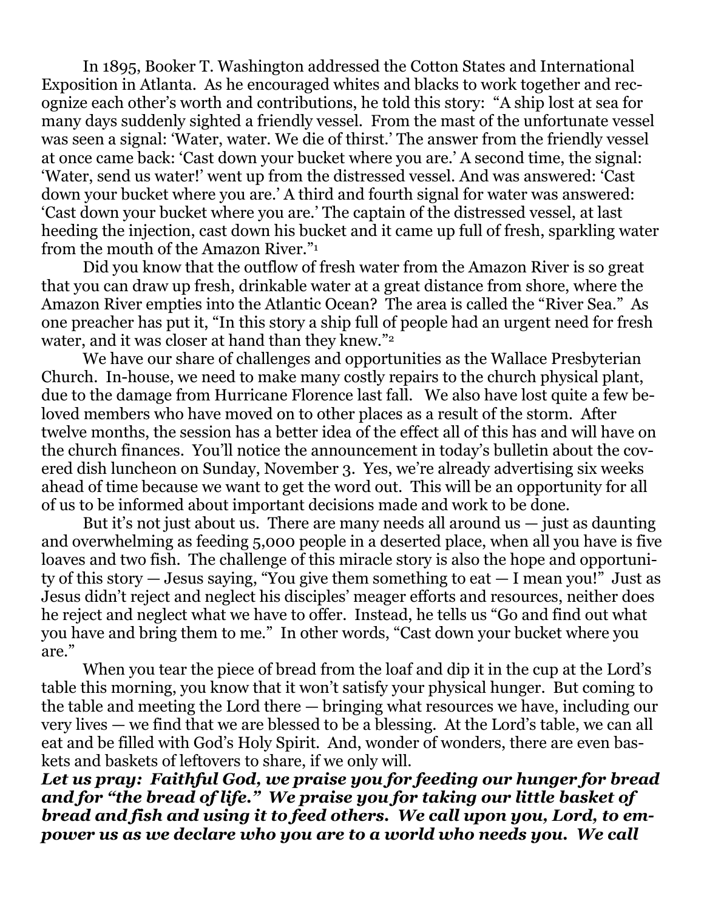In 1895, Booker T. Washington addressed the Cotton States and International Exposition in Atlanta. As he encouraged whites and blacks to work together and recognize each other's worth and contributions, he told this story: "A ship lost at sea for many days suddenly sighted a friendly vessel. From the mast of the unfortunate vessel was seen a signal: 'Water, water. We die of thirst.' The answer from the friendly vessel at once came back: 'Cast down your bucket where you are.' A second time, the signal: 'Water, send us water!' went up from the distressed vessel. And was answered: 'Cast down your bucket where you are.' A third and fourth signal for water was answered: 'Cast down your bucket where you are.' The captain of the distressed vessel, at last heeding the injection, cast down his bucket and it came up full of fresh, sparkling water from the mouth of the Amazon River."[1]

Did you know that the outflow of fresh water from the Amazon River is so great that you can draw up fresh, drinkable water at a great distance from shore, where the Amazon River empties into the Atlantic Ocean? The area is called the "River Sea." As one preacher has put it, "In this story a ship full of people had an urgent need for fresh water, and it was closer at hand than they knew."[2]

We have our share of challenges and opportunities as the Wallace Presbyterian Church. In-house, we need to make many costly repairs to the church physical plant, due to the damage from Hurricane Florence last fall. We also have lost quite a few beloved members who have moved on to other places as a result of the storm. After twelve months, the session has a better idea of the effect all of this has and will have on the church finances. You'll notice the announcement in today's bulletin about the covered dish luncheon on Sunday, November 3. Yes, we're already advertising six weeks ahead of time because we want to get the word out. This will be an opportunity for all of us to be informed about important decisions made and work to be done.

But it's not just about us. There are many needs all around us — just as daunting and overwhelming as feeding 5,000 people in a deserted place, when all you have is five loaves and two fish. The challenge of this miracle story is also the hope and opportunity of this story — Jesus saying, "You give them something to eat — I mean you!" Just as Jesus didn't reject and neglect his disciples' meager efforts and resources, neither does he reject and neglect what we have to offer. Instead, he tells us "Go and find out what you have and bring them to me." In other words, "Cast down your bucket where you are."

When you tear the piece of bread from the loaf and dip it in the cup at the Lord's table this morning, you know that it won't satisfy your physical hunger. But coming to the table and meeting the Lord there — bringing what resources we have, including our very lives — we find that we are blessed to be a blessing. At the Lord's table, we can all eat and be filled with God's Holy Spirit. And, wonder of wonders, there are even baskets and baskets of leftovers to share, if we only will.

***Let us pray: Faithful God, we praise you for feeding our hunger for bread and for "the bread of life." We praise you for taking our little basket of bread and fish and using it to feed others. We call upon you, Lord, to empower us as we declare who you are to a world who needs you. We call***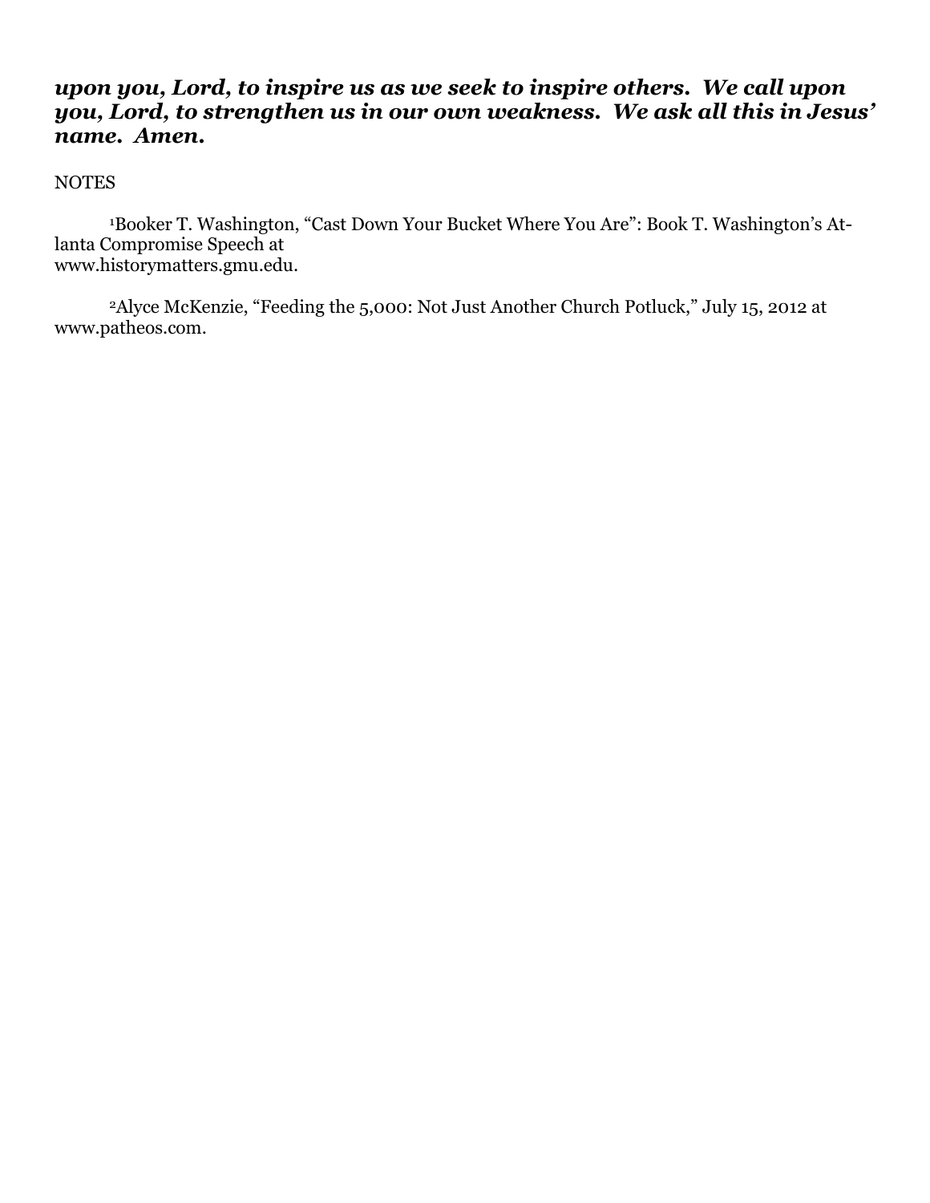***upon you, Lord, to inspire us as we seek to inspire others. We call upon you, Lord, to strengthen us in our own weakness. We ask all this in Jesus' name. Amen.***

NOTES

[1]Booker T. Washington, "Cast Down Your Bucket Where You Are": Book T. Washington's Atlanta Compromise Speech at www.historymatters.gmu.edu.

[2]Alyce McKenzie, "Feeding the 5,000: Not Just Another Church Potluck," July 15, 2012 at www.patheos.com.